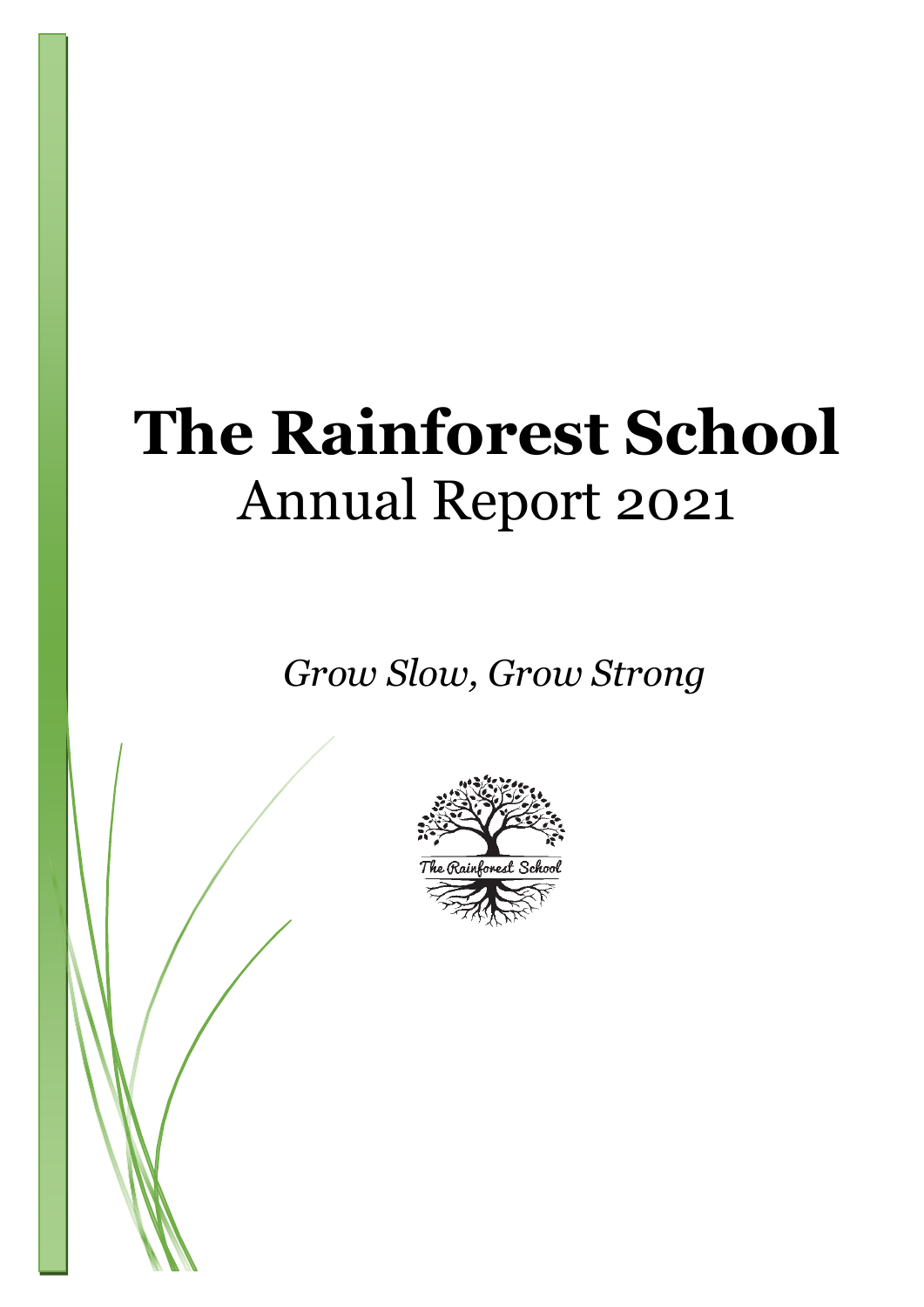# The Rainforest School
Annual Report 2021

*Grow Slow, Grow Strong*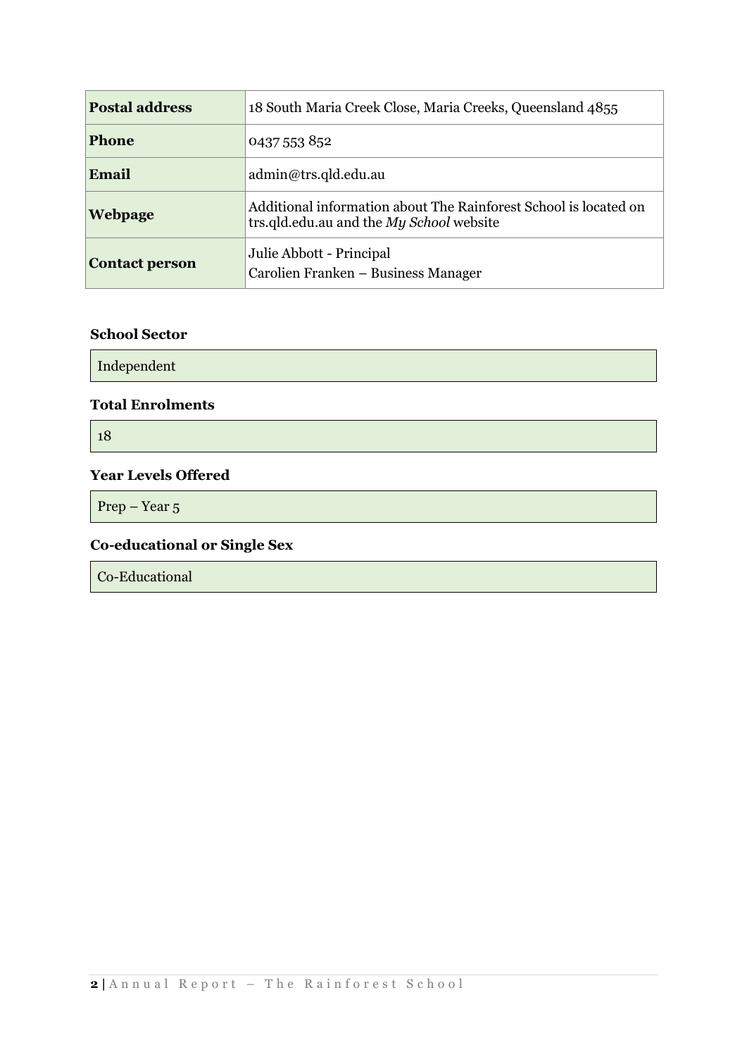| Postal address | 18 South Maria Creek Close, Maria Creeks, Queensland 4855 |
|---|---|
| **Phone** | 0437 553 852 |
| **Email** | admin@trs.qld.edu.au |
| **Webpage** | Additional information about The Rainforest School is located on trs.qld.edu.au and the *My School* website |
| **Contact person** | Julie Abbott - Principal<br>Carolien Franken – Business Manager |

### School Sector

Independent

### Total Enrolments

18

### Year Levels Offered

Prep – Year 5

### Co-educational or Single Sex

Co-Educational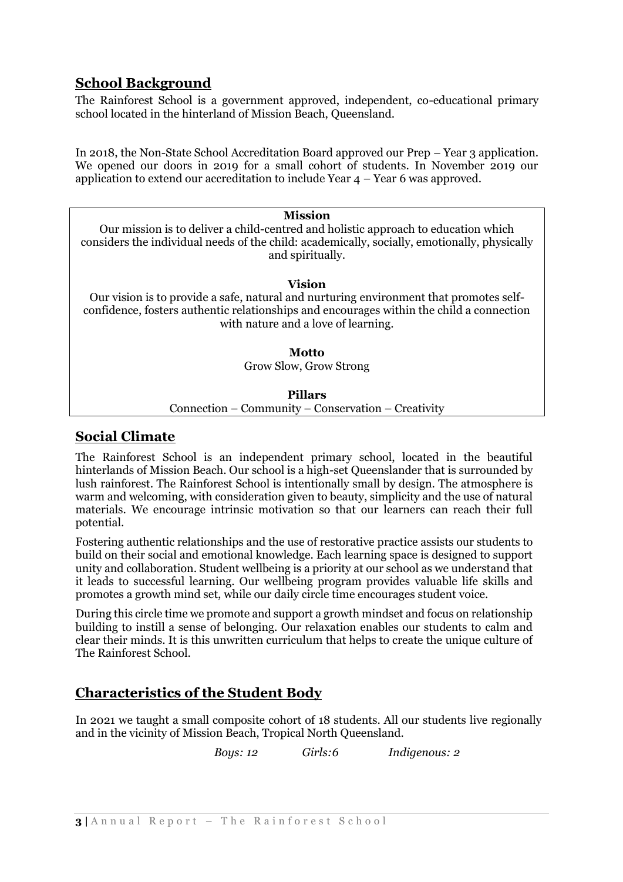## School Background

The Rainforest School is a government approved, independent, co-educational primary school located in the hinterland of Mission Beach, Queensland.

In 2018, the Non-State School Accreditation Board approved our Prep – Year 3 application. We opened our doors in 2019 for a small cohort of students. In November 2019 our application to extend our accreditation to include Year 4 – Year 6 was approved.

**Mission**

Our mission is to deliver a child-centred and holistic approach to education which considers the individual needs of the child: academically, socially, emotionally, physically and spiritually.

**Vision**

Our vision is to provide a safe, natural and nurturing environment that promotes self-confidence, fosters authentic relationships and encourages within the child a connection with nature and a love of learning.

**Motto**

Grow Slow, Grow Strong

**Pillars**

Connection – Community – Conservation – Creativity

## Social Climate

The Rainforest School is an independent primary school, located in the beautiful hinterlands of Mission Beach. Our school is a high-set Queenslander that is surrounded by lush rainforest. The Rainforest School is intentionally small by design. The atmosphere is warm and welcoming, with consideration given to beauty, simplicity and the use of natural materials. We encourage intrinsic motivation so that our learners can reach their full potential.

Fostering authentic relationships and the use of restorative practice assists our students to build on their social and emotional knowledge. Each learning space is designed to support unity and collaboration. Student wellbeing is a priority at our school as we understand that it leads to successful learning. Our wellbeing program provides valuable life skills and promotes a growth mind set, while our daily circle time encourages student voice.

During this circle time we promote and support a growth mindset and focus on relationship building to instill a sense of belonging. Our relaxation enables our students to calm and clear their minds. It is this unwritten curriculum that helps to create the unique culture of The Rainforest School.

## Characteristics of the Student Body

In 2021 we taught a small composite cohort of 18 students. All our students live regionally and in the vicinity of Mission Beach, Tropical North Queensland.

*Boys: 12* *Girls:6* *Indigenous: 2*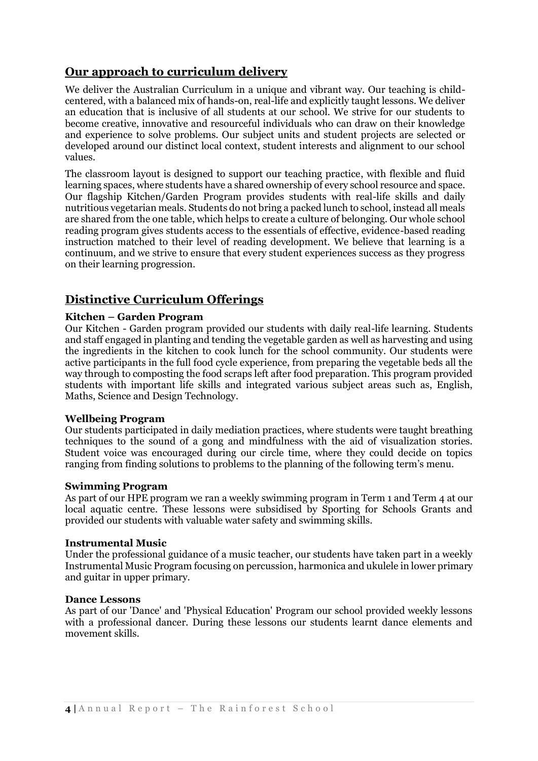## Our approach to curriculum delivery

We deliver the Australian Curriculum in a unique and vibrant way. Our teaching is child-centered, with a balanced mix of hands-on, real-life and explicitly taught lessons. We deliver an education that is inclusive of all students at our school. We strive for our students to become creative, innovative and resourceful individuals who can draw on their knowledge and experience to solve problems. Our subject units and student projects are selected or developed around our distinct local context, student interests and alignment to our school values.

The classroom layout is designed to support our teaching practice, with flexible and fluid learning spaces, where students have a shared ownership of every school resource and space. Our flagship Kitchen/Garden Program provides students with real-life skills and daily nutritious vegetarian meals. Students do not bring a packed lunch to school, instead all meals are shared from the one table, which helps to create a culture of belonging. Our whole school reading program gives students access to the essentials of effective, evidence-based reading instruction matched to their level of reading development. We believe that learning is a continuum, and we strive to ensure that every student experiences success as they progress on their learning progression.

## Distinctive Curriculum Offerings

### Kitchen – Garden Program

Our Kitchen - Garden program provided our students with daily real-life learning. Students and staff engaged in planting and tending the vegetable garden as well as harvesting and using the ingredients in the kitchen to cook lunch for the school community. Our students were active participants in the full food cycle experience, from preparing the vegetable beds all the way through to composting the food scraps left after food preparation. This program provided students with important life skills and integrated various subject areas such as, English, Maths, Science and Design Technology.

### Wellbeing Program

Our students participated in daily mediation practices, where students were taught breathing techniques to the sound of a gong and mindfulness with the aid of visualization stories. Student voice was encouraged during our circle time, where they could decide on topics ranging from finding solutions to problems to the planning of the following term's menu.

### Swimming Program

As part of our HPE program we ran a weekly swimming program in Term 1 and Term 4 at our local aquatic centre. These lessons were subsidised by Sporting for Schools Grants and provided our students with valuable water safety and swimming skills.

### Instrumental Music

Under the professional guidance of a music teacher, our students have taken part in a weekly Instrumental Music Program focusing on percussion, harmonica and ukulele in lower primary and guitar in upper primary.

### Dance Lessons

As part of our 'Dance' and 'Physical Education' Program our school provided weekly lessons with a professional dancer. During these lessons our students learnt dance elements and movement skills.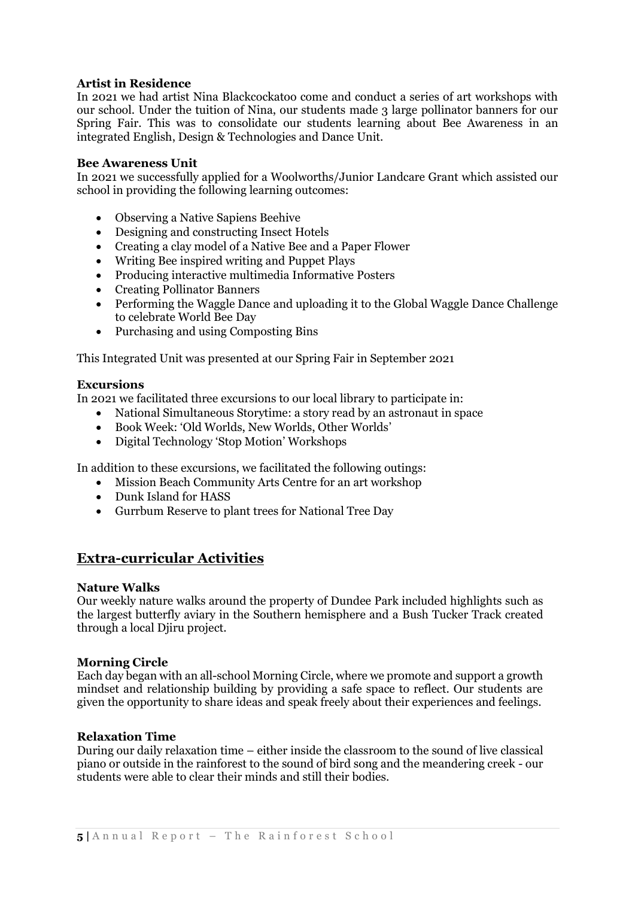**Artist in Residence**

In 2021 we had artist Nina Blackcockatoo come and conduct a series of art workshops with our school. Under the tuition of Nina, our students made 3 large pollinator banners for our Spring Fair. This was to consolidate our students learning about Bee Awareness in an integrated English, Design & Technologies and Dance Unit.

**Bee Awareness Unit**

In 2021 we successfully applied for a Woolworths/Junior Landcare Grant which assisted our school in providing the following learning outcomes:

- Observing a Native Sapiens Beehive
- Designing and constructing Insect Hotels
- Creating a clay model of a Native Bee and a Paper Flower
- Writing Bee inspired writing and Puppet Plays
- Producing interactive multimedia Informative Posters
- Creating Pollinator Banners
- Performing the Waggle Dance and uploading it to the Global Waggle Dance Challenge to celebrate World Bee Day
- Purchasing and using Composting Bins

This Integrated Unit was presented at our Spring Fair in September 2021

**Excursions**

In 2021 we facilitated three excursions to our local library to participate in:

- National Simultaneous Storytime: a story read by an astronaut in space
- Book Week: 'Old Worlds, New Worlds, Other Worlds'
- Digital Technology 'Stop Motion' Workshops

In addition to these excursions, we facilitated the following outings:

- Mission Beach Community Arts Centre for an art workshop
- Dunk Island for HASS
- Gurrbum Reserve to plant trees for National Tree Day

## Extra-curricular Activities

**Nature Walks**

Our weekly nature walks around the property of Dundee Park included highlights such as the largest butterfly aviary in the Southern hemisphere and a Bush Tucker Track created through a local Djiru project.

**Morning Circle**

Each day began with an all-school Morning Circle, where we promote and support a growth mindset and relationship building by providing a safe space to reflect. Our students are given the opportunity to share ideas and speak freely about their experiences and feelings.

**Relaxation Time**

During our daily relaxation time – either inside the classroom to the sound of live classical piano or outside in the rainforest to the sound of bird song and the meandering creek - our students were able to clear their minds and still their bodies.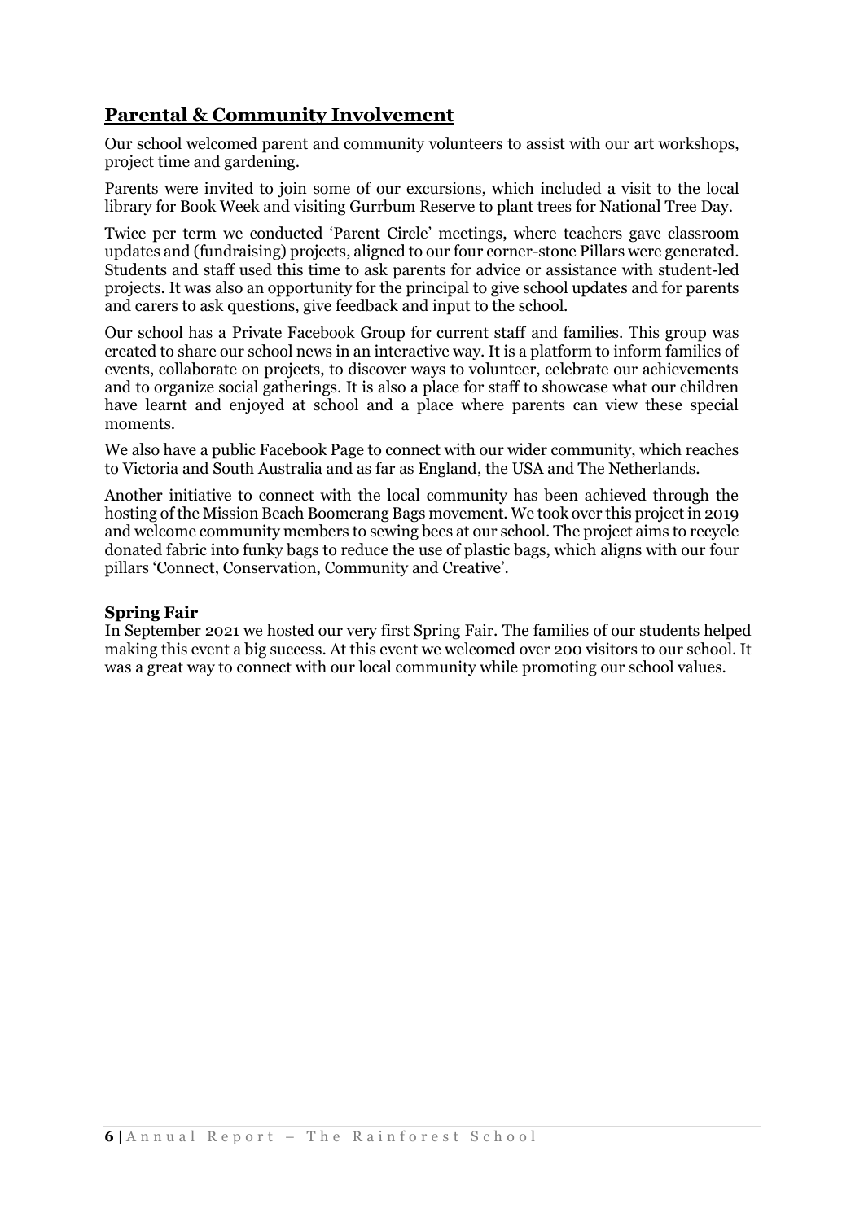## Parental & Community Involvement

Our school welcomed parent and community volunteers to assist with our art workshops, project time and gardening.

Parents were invited to join some of our excursions, which included a visit to the local library for Book Week and visiting Gurrbum Reserve to plant trees for National Tree Day.

Twice per term we conducted 'Parent Circle' meetings, where teachers gave classroom updates and (fundraising) projects, aligned to our four corner-stone Pillars were generated. Students and staff used this time to ask parents for advice or assistance with student-led projects. It was also an opportunity for the principal to give school updates and for parents and carers to ask questions, give feedback and input to the school.

Our school has a Private Facebook Group for current staff and families. This group was created to share our school news in an interactive way. It is a platform to inform families of events, collaborate on projects, to discover ways to volunteer, celebrate our achievements and to organize social gatherings. It is also a place for staff to showcase what our children have learnt and enjoyed at school and a place where parents can view these special moments.

We also have a public Facebook Page to connect with our wider community, which reaches to Victoria and South Australia and as far as England, the USA and The Netherlands.

Another initiative to connect with the local community has been achieved through the hosting of the Mission Beach Boomerang Bags movement. We took over this project in 2019 and welcome community members to sewing bees at our school. The project aims to recycle donated fabric into funky bags to reduce the use of plastic bags, which aligns with our four pillars 'Connect, Conservation, Community and Creative'.

**Spring Fair**

In September 2021 we hosted our very first Spring Fair. The families of our students helped making this event a big success. At this event we welcomed over 200 visitors to our school. It was a great way to connect with our local community while promoting our school values.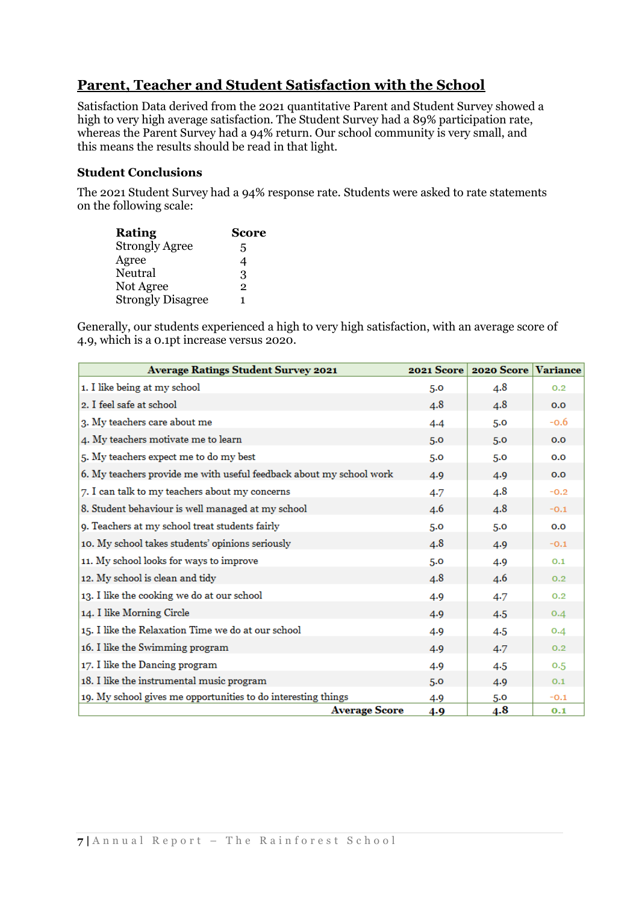## Parent, Teacher and Student Satisfaction with the School

Satisfaction Data derived from the 2021 quantitative Parent and Student Survey showed a high to very high average satisfaction. The Student Survey had a 89% participation rate, whereas the Parent Survey had a 94% return. Our school community is very small, and this means the results should be read in that light.

### Student Conclusions

The 2021 Student Survey had a 94% response rate. Students were asked to rate statements on the following scale:

| Rating | Score |
|---|---|
| Strongly Agree | 5 |
| Agree | 4 |
| Neutral | 3 |
| Not Agree | 2 |
| Strongly Disagree | 1 |

Generally, our students experienced a high to very high satisfaction, with an average score of 4.9, which is a 0.1pt increase versus 2020.

| Average Ratings Student Survey 2021 | 2021 Score | 2020 Score | Variance |
|---|---|---|---|
| 1. I like being at my school | 5.0 | 4.8 | 0.2 |
| 2. I feel safe at school | 4.8 | 4.8 | 0.0 |
| 3. My teachers care about me | 4.4 | 5.0 | -0.6 |
| 4. My teachers motivate me to learn | 5.0 | 5.0 | 0.0 |
| 5. My teachers expect me to do my best | 5.0 | 5.0 | 0.0 |
| 6. My teachers provide me with useful feedback about my school work | 4.9 | 4.9 | 0.0 |
| 7. I can talk to my teachers about my concerns | 4.7 | 4.8 | -0.2 |
| 8. Student behaviour is well managed at my school | 4.6 | 4.8 | -0.1 |
| 9. Teachers at my school treat students fairly | 5.0 | 5.0 | 0.0 |
| 10. My school takes students' opinions seriously | 4.8 | 4.9 | -0.1 |
| 11. My school looks for ways to improve | 5.0 | 4.9 | 0.1 |
| 12. My school is clean and tidy | 4.8 | 4.6 | 0.2 |
| 13. I like the cooking we do at our school | 4.9 | 4.7 | 0.2 |
| 14. I like Morning Circle | 4.9 | 4.5 | 0.4 |
| 15. I like the Relaxation Time we do at our school | 4.9 | 4.5 | 0.4 |
| 16. I like the Swimming program | 4.9 | 4.7 | 0.2 |
| 17. I like the Dancing program | 4.9 | 4.5 | 0.5 |
| 18. I like the instrumental music program | 5.0 | 4.9 | 0.1 |
| 19. My school gives me opportunities to do interesting things | 4.9 | 5.0 | -0.1 |
| Average Score | 4.9 | 4.8 | 0.1 |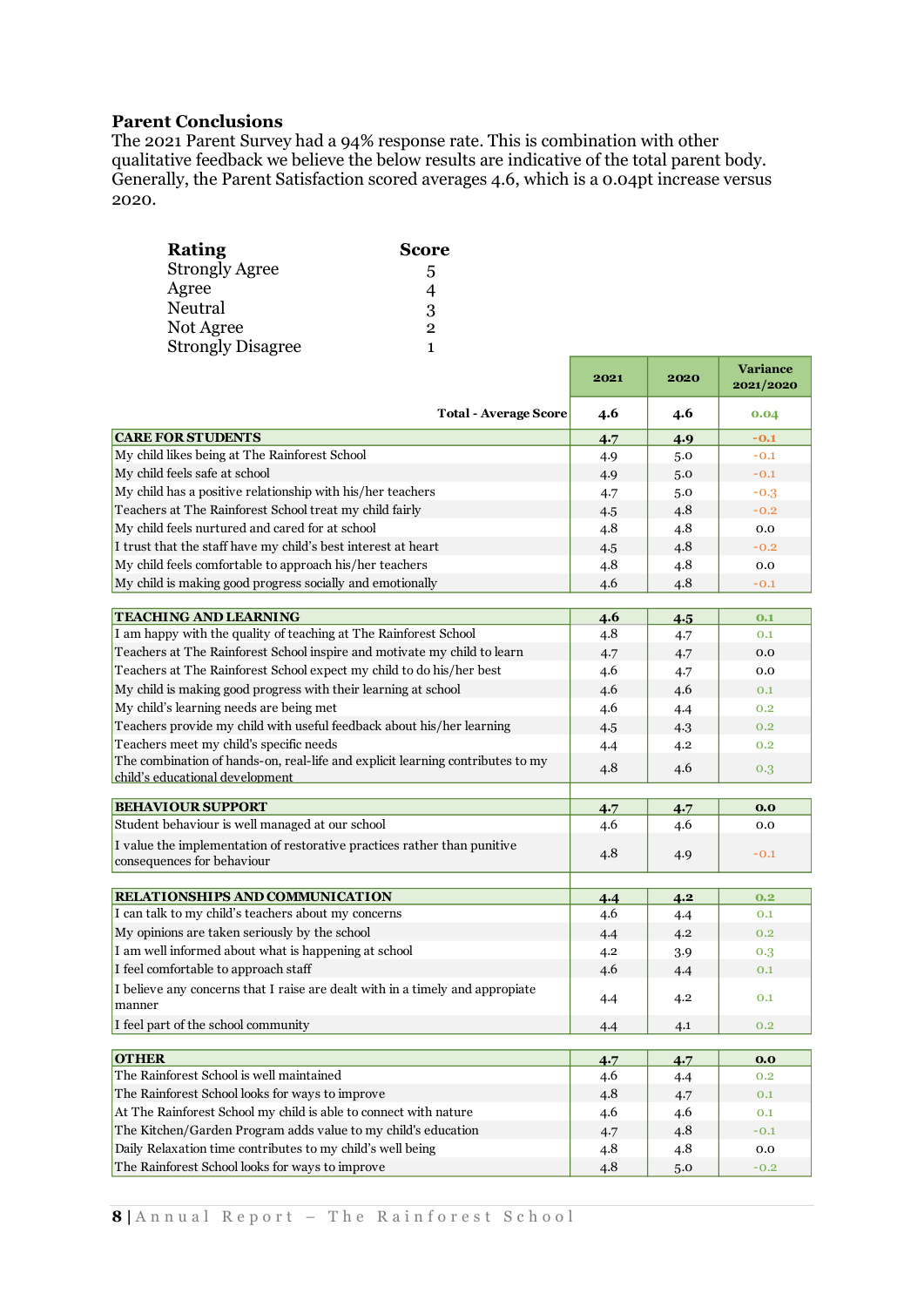## Parent Conclusions

The 2021 Parent Survey had a 94% response rate. This is combination with other qualitative feedback we believe the below results are indicative of the total parent body. Generally, the Parent Satisfaction scored averages 4.6, which is a 0.04pt increase versus 2020.

| Rating | Score |
|---|---|
| Strongly Agree | 5 |
| Agree | 4 |
| Neutral | 3 |
| Not Agree | 2 |
| Strongly Disagree | 1 |

| | 2021 | 2020 | Variance 2021/2020 |
|---|---|---|---|
| **Total - Average Score** | **4.6** | **4.6** | **0.04** |
| **CARE FOR STUDENTS** | **4.7** | **4.9** | **-0.1** |
| My child likes being at The Rainforest School | 4.9 | 5.0 | -0.1 |
| My child feels safe at school | 4.9 | 5.0 | -0.1 |
| My child has a positive relationship with his/her teachers | 4.7 | 5.0 | -0.3 |
| Teachers at The Rainforest School treat my child fairly | 4.5 | 4.8 | -0.2 |
| My child feels nurtured and cared for at school | 4.8 | 4.8 | 0.0 |
| I trust that the staff have my child's best interest at heart | 4.5 | 4.8 | -0.2 |
| My child feels comfortable to approach his/her teachers | 4.8 | 4.8 | 0.0 |
| My child is making good progress socially and emotionally | 4.6 | 4.8 | -0.1 |
| **TEACHING AND LEARNING** | **4.6** | **4.5** | **0.1** |
| I am happy with the quality of teaching at The Rainforest School | 4.8 | 4.7 | 0.1 |
| Teachers at The Rainforest School inspire and motivate my child to learn | 4.7 | 4.7 | 0.0 |
| Teachers at The Rainforest School expect my child to do his/her best | 4.6 | 4.7 | 0.0 |
| My child is making good progress with their learning at school | 4.6 | 4.6 | 0.1 |
| My child's learning needs are being met | 4.6 | 4.4 | 0.2 |
| Teachers provide my child with useful feedback about his/her learning | 4.5 | 4.3 | 0.2 |
| Teachers meet my child's specific needs | 4.4 | 4.2 | 0.2 |
| The combination of hands-on, real-life and explicit learning contributes to my child's educational development | 4.8 | 4.6 | 0.3 |
| **BEHAVIOUR SUPPORT** | **4.7** | **4.7** | **0.0** |
| Student behaviour is well managed at our school | 4.6 | 4.6 | 0.0 |
| I value the implementation of restorative practices rather than punitive consequences for behaviour | 4.8 | 4.9 | -0.1 |
| **RELATIONSHIPS AND COMMUNICATION** | **4.4** | **4.2** | **0.2** |
| I can talk to my child's teachers about my concerns | 4.6 | 4.4 | 0.1 |
| My opinions are taken seriously by the school | 4.4 | 4.2 | 0.2 |
| I am well informed about what is happening at school | 4.2 | 3.9 | 0.3 |
| I feel comfortable to approach staff | 4.6 | 4.4 | 0.1 |
| I believe any concerns that I raise are dealt with in a timely and appropriate manner | 4.4 | 4.2 | 0.1 |
| I feel part of the school community | 4.4 | 4.1 | 0.2 |
| **OTHER** | **4.7** | **4.7** | **0.0** |
| The Rainforest School is well maintained | 4.6 | 4.4 | 0.2 |
| The Rainforest School looks for ways to improve | 4.8 | 4.7 | 0.1 |
| At The Rainforest School my child is able to connect with nature | 4.6 | 4.6 | 0.1 |
| The Kitchen/Garden Program adds value to my child's education | 4.7 | 4.8 | -0.1 |
| Daily Relaxation time contributes to my child's well being | 4.8 | 4.8 | 0.0 |
| The Rainforest School looks for ways to improve | 4.8 | 5.0 | -0.2 |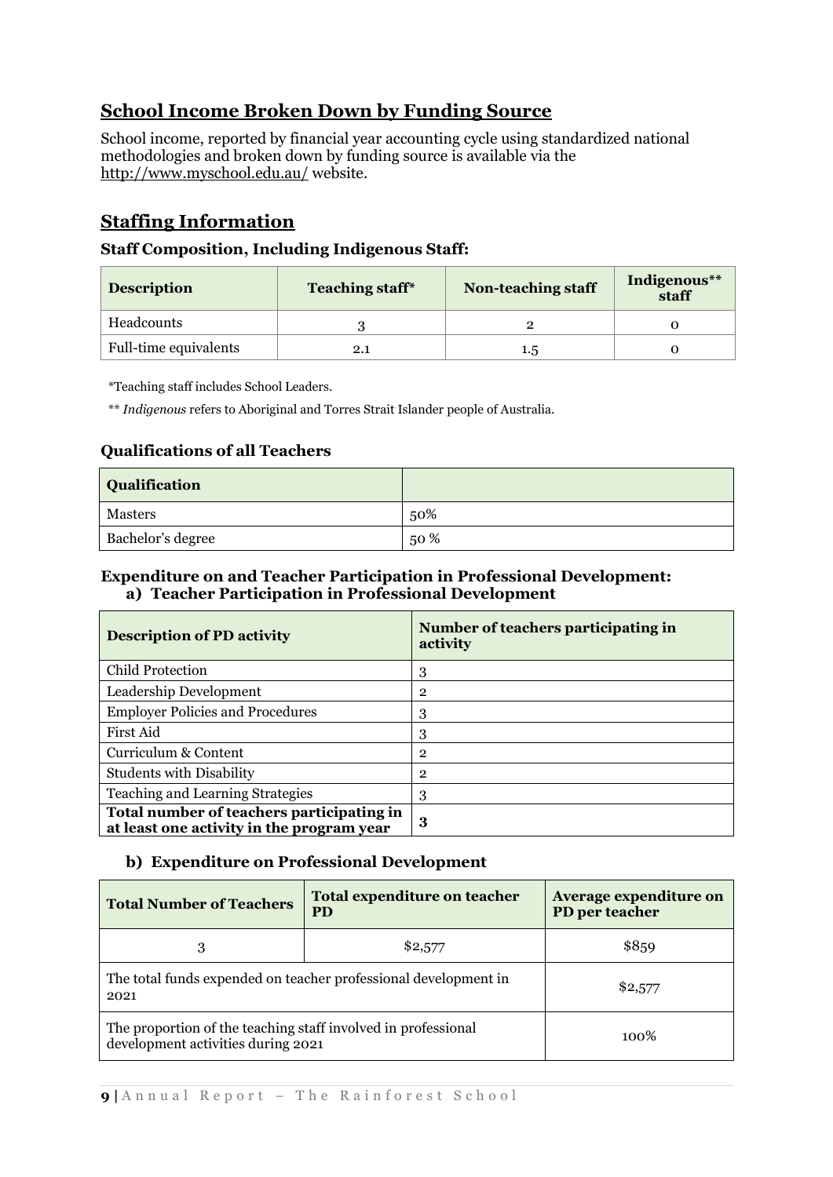## School Income Broken Down by Funding Source

School income, reported by financial year accounting cycle using standardized national methodologies and broken down by funding source is available via the http://www.myschool.edu.au/ website.

## Staffing Information

### Staff Composition, Including Indigenous Staff:

| Description | Teaching staff* | Non-teaching staff | Indigenous** staff |
|---|---|---|---|
| Headcounts | 3 | 2 | 0 |
| Full-time equivalents | 2.1 | 1.5 | 0 |

*Teaching staff includes School Leaders.

** *Indigenous* refers to Aboriginal and Torres Strait Islander people of Australia.

### Qualifications of all Teachers

| Qualification | |
|---|---|
| Masters | 50% |
| Bachelor's degree | 50 % |

### Expenditure on and Teacher Participation in Professional Development:

#### a) Teacher Participation in Professional Development

| Description of PD activity | Number of teachers participating in activity |
|---|---|
| Child Protection | 3 |
| Leadership Development | 2 |
| Employer Policies and Procedures | 3 |
| First Aid | 3 |
| Curriculum & Content | 2 |
| Students with Disability | 2 |
| Teaching and Learning Strategies | 3 |
| **Total number of teachers participating in at least one activity in the program year** | **3** |

#### b) Expenditure on Professional Development

| Total Number of Teachers | Total expenditure on teacher PD | Average expenditure on PD per teacher |
|---|---|---|
| 3 | $2,577 | $859 |
| The total funds expended on teacher professional development in 2021 | | $2,577 |
| The proportion of the teaching staff involved in professional development activities during 2021 | | 100% |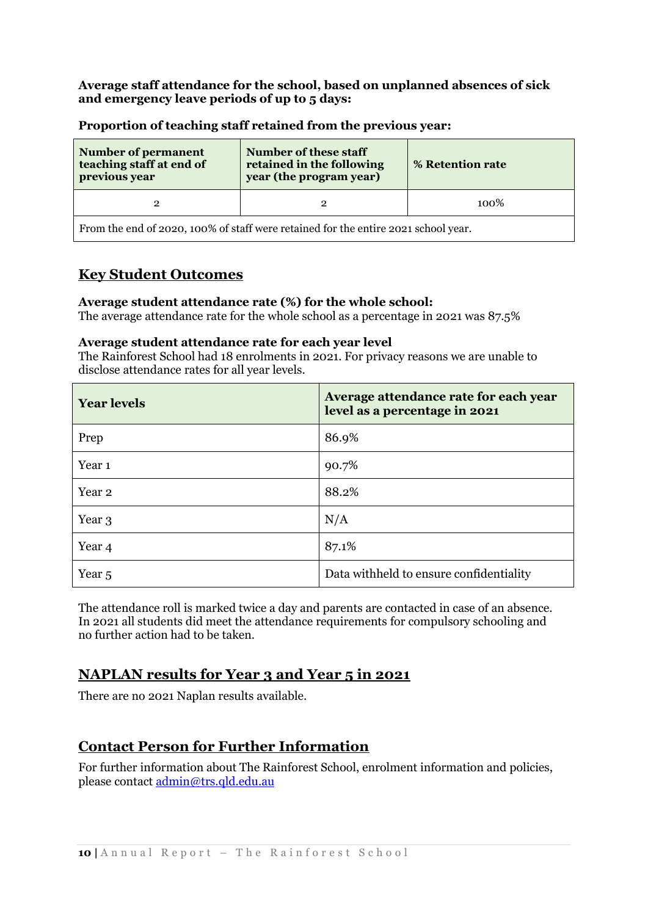**Average staff attendance for the school, based on unplanned absences of sick and emergency leave periods of up to 5 days:**

**Proportion of teaching staff retained from the previous year:**

| Number of permanent teaching staff at end of previous year | Number of these staff retained in the following year (the program year) | % Retention rate |
|---|---|---|
| 2 | 2 | 100% |
| From the end of 2020, 100% of staff were retained for the entire 2021 school year. | | |

## Key Student Outcomes

**Average student attendance rate (%) for the whole school:**
The average attendance rate for the whole school as a percentage in 2021 was 87.5%

**Average student attendance rate for each year level**
The Rainforest School had 18 enrolments in 2021. For privacy reasons we are unable to disclose attendance rates for all year levels.

| Year levels | Average attendance rate for each year level as a percentage in 2021 |
|---|---|
| Prep | 86.9% |
| Year 1 | 90.7% |
| Year 2 | 88.2% |
| Year 3 | N/A |
| Year 4 | 87.1% |
| Year 5 | Data withheld to ensure confidentiality |

The attendance roll is marked twice a day and parents are contacted in case of an absence. In 2021 all students did meet the attendance requirements for compulsory schooling and no further action had to be taken.

## NAPLAN results for Year 3 and Year 5 in 2021

There are no 2021 Naplan results available.

## Contact Person for Further Information

For further information about The Rainforest School, enrolment information and policies, please contact admin@trs.qld.edu.au